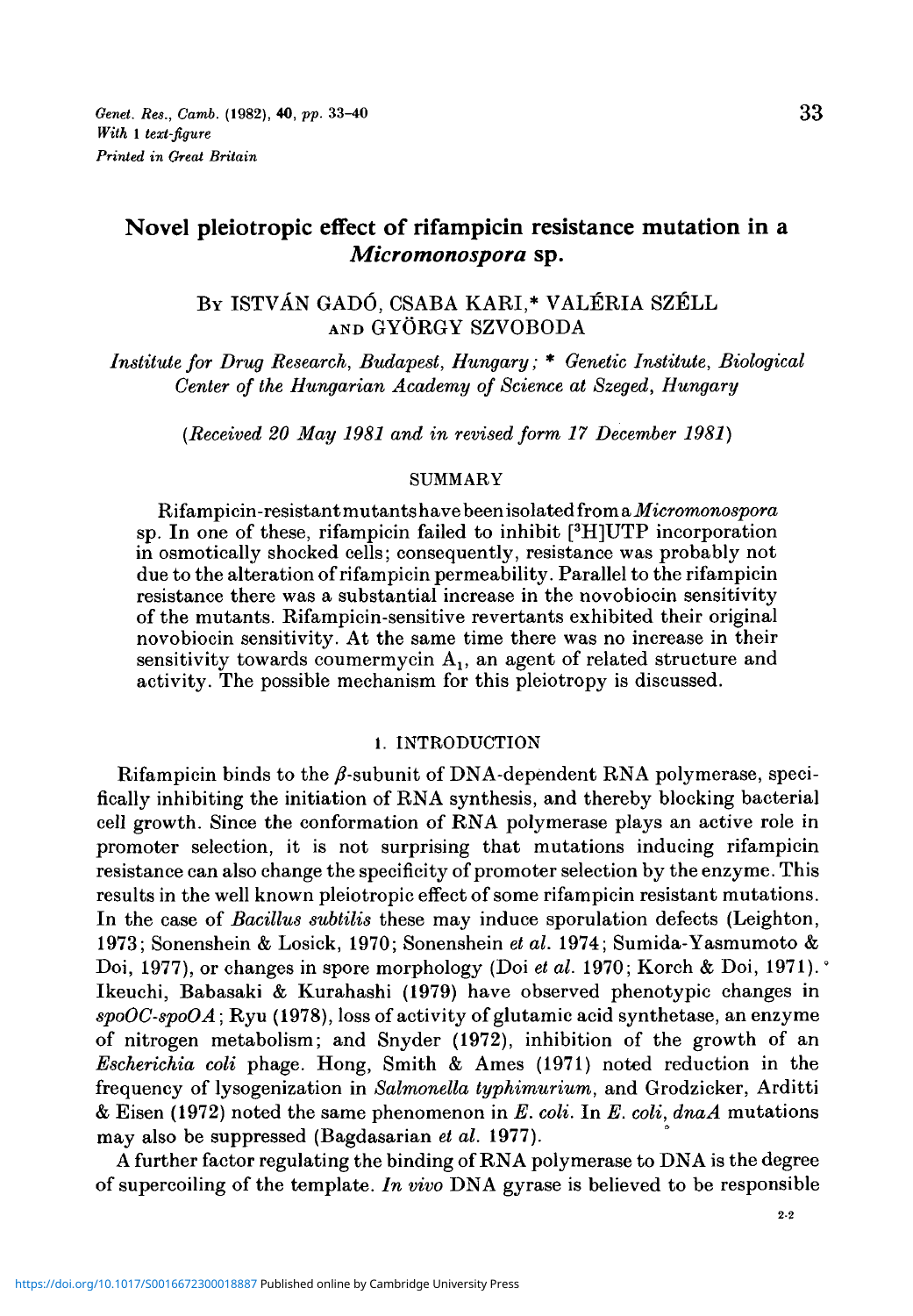# Novel pleiotropic effect of rifampicin resistance mutation in a *Micromonospora* sp.

By ISTVÁN GADÓ, CSABA KARI,* VALÉRIA SZÉLL AND GYÖRGY SZVOBODA

*Institute for Drug Research, Budapest, Hungary; * Genetic Institute, Biological Center of the Hungarian Academy of Science at Szeged, Hungary*

*(Received 20 May 1981 and in revised form 17 December 1981)*

## SUMMARY

Rifampicin-resistant mutants have been isolated from a *Micromonospora* sp. In one of these, rifampicin failed to inhibit [$^3$H]UTP incorporation in osmotically shocked cells; consequently, resistance was probably not due to the alteration of rifampicin permeability. Parallel to the rifampicin resistance there was a substantial increase in the novobiocin sensitivity of the mutants. Rifampicin-sensitive revertants exhibited their original novobiocin sensitivity. At the same time there was no increase in their sensitivity towards coumermycin $A_1$, an agent of related structure and activity. The possible mechanism for this pleiotropy is discussed.

## 1. INTRODUCTION

Rifampicin binds to the $\beta$-subunit of DNA-dependent RNA polymerase, specifically inhibiting the initiation of RNA synthesis, and thereby blocking bacterial cell growth. Since the conformation of RNA polymerase plays an active role in promoter selection, it is not surprising that mutations inducing rifampicin resistance can also change the specificity of promoter selection by the enzyme. This results in the well known pleiotropic effect of some rifampicin resistant mutations. In the case of *Bacillus subtilis* these may induce sporulation defects (Leighton, 1973; Sonenshein & Losick, 1970; Sonenshein *et al.* 1974; Sumida-Yasmumoto & Doi, 1977), or changes in spore morphology (Doi *et al.* 1970; Korch & Doi, 1971). Ikeuchi, Babasaki & Kurahashi (1979) have observed phenotypic changes in *spoOC-spoOA*; Ryu (1978), loss of activity of glutamic acid synthetase, an enzyme of nitrogen metabolism; and Snyder (1972), inhibition of the growth of an *Escherichia coli* phage. Hong, Smith & Ames (1971) noted reduction in the frequency of lysogenization in *Salmonella typhimurium*, and Grodzicker, Arditti & Eisen (1972) noted the same phenomenon in *E. coli*. In *E. coli*, *dnaA* mutations may also be suppressed (Bagdasarian *et al.* 1977).

A further factor regulating the binding of RNA polymerase to DNA is the degree of supercoiling of the template. *In vivo* DNA gyrase is believed to be responsible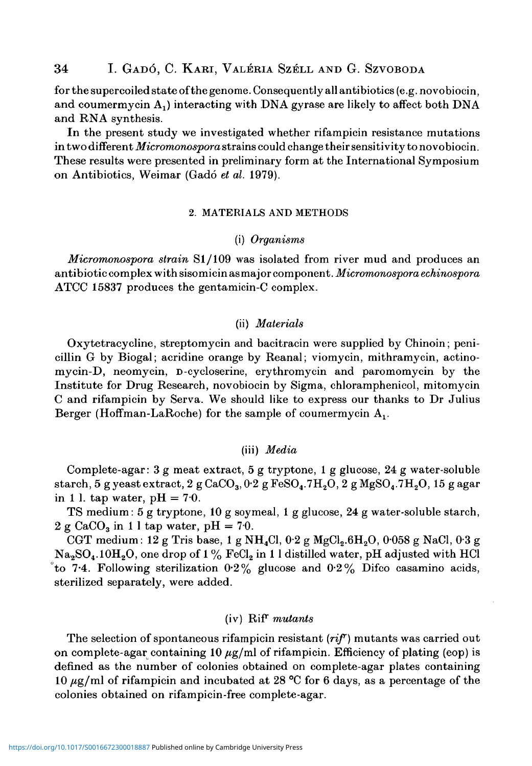for the supercoiled state of the genome. Consequently all antibiotics (e.g. novobiocin, and coumermycin $A_1$) interacting with DNA gyrase are likely to affect both DNA and RNA synthesis.

In the present study we investigated whether rifampicin resistance mutations in two different *Micromonospora* strains could change their sensitivity to novobiocin. These results were presented in preliminary form at the International Symposium on Antibiotics, Weimar (Gadó *et al.* 1979).

## 2. MATERIALS AND METHODS

### (i) *Organisms*

*Micromonospora strain* S1/109 was isolated from river mud and produces an antibiotic complex with sisomicin as major component. *Micromonospora echinospora* ATCC 15837 produces the gentamicin-C complex.

### (ii) *Materials*

Oxytetracycline, streptomycin and bacitracin were supplied by Chinoin; penicillin G by Biogal; acridine orange by Reanal; viomycin, mithramycin, actinomycin-D, neomycin, D-cycloserine, erythromycin and paromomycin by the Institute for Drug Research, novobiocin by Sigma, chloramphenicol, mitomycin C and rifampicin by Serva. We should like to express our thanks to Dr Julius Berger (Hoffman-LaRoche) for the sample of coumermycin $A_1$.

### (iii) *Media*

Complete-agar: 3 g meat extract, 5 g tryptone, 1 g glucose, 24 g water-soluble starch, 5 g yeast extract, 2 g $CaCO_3$, 0·2 g $FeSO_4.7H_2O$, 2 g $MgSO_4.7H_2O$, 15 g agar in 1 l. tap water, pH = 7·0.

TS medium: 5 g tryptone, 10 g soymeal, 1 g glucose, 24 g water-soluble starch, 2 g $CaCO_3$ in 1 l tap water, pH = 7·0.

CGT medium: 12 g Tris base, 1 g $NH_4Cl$, 0·2 g $MgCl_2.6H_2O$, 0·058 g NaCl, 0·3 g $Na_2SO_4.10H_2O$, one drop of 1% $FeCl_2$ in 1 l distilled water, pH adjusted with HCl to 7·4. Following sterilization 0·2% glucose and 0·2% Difco casamino acids, sterilized separately, were added.

### (iv) $Rif^r$ *mutants*

The selection of spontaneous rifampicin resistant (*rif$^r$*) mutants was carried out on complete-agar containing 10 $\mu$g/ml of rifampicin. Efficiency of plating (eop) is defined as the number of colonies obtained on complete-agar plates containing 10 $\mu$g/ml of rifampicin and incubated at 28 °C for 6 days, as a percentage of the colonies obtained on rifampicin-free complete-agar.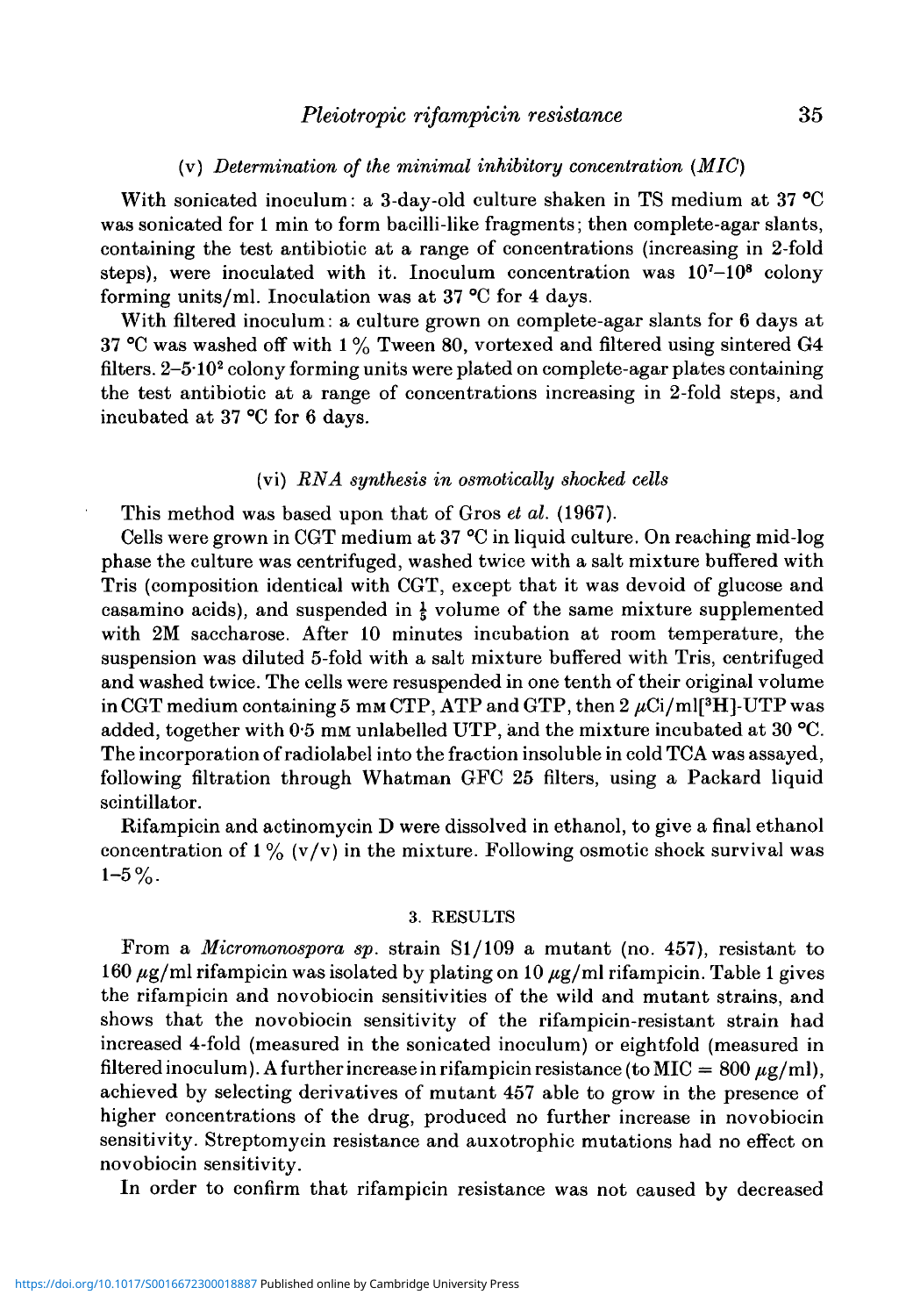### (v) *Determination of the minimal inhibitory concentration (MIC)*

With sonicated inoculum: a 3-day-old culture shaken in TS medium at 37 °C was sonicated for 1 min to form bacilli-like fragments; then complete-agar slants, containing the test antibiotic at a range of concentrations (increasing in 2-fold steps), were inoculated with it. Inoculum concentration was $10^7$–$10^8$ colony forming units/ml. Inoculation was at 37 °C for 4 days.

With filtered inoculum: a culture grown on complete-agar slants for 6 days at 37 °C was washed off with 1 % Tween 80, vortexed and filtered using sintered G4 filters. 2–5·$10^2$ colony forming units were plated on complete-agar plates containing the test antibiotic at a range of concentrations increasing in 2-fold steps, and incubated at 37 °C for 6 days.

### (vi) *RNA synthesis in osmotically shocked cells*

This method was based upon that of Gros *et al.* (1967).

Cells were grown in CGT medium at 37 °C in liquid culture. On reaching mid-log phase the culture was centrifuged, washed twice with a salt mixture buffered with Tris (composition identical with CGT, except that it was devoid of glucose and casamino acids), and suspended in $\frac{1}{5}$ volume of the same mixture supplemented with 2M saccharose. After 10 minutes incubation at room temperature, the suspension was diluted 5-fold with a salt mixture buffered with Tris, centrifuged and washed twice. The cells were resuspended in one tenth of their original volume in CGT medium containing 5 mM CTP, ATP and GTP, then 2 $\mu$Ci/ml[$^3$H]-UTP was added, together with 0·5 mM unlabelled UTP, and the mixture incubated at 30 °C. The incorporation of radiolabel into the fraction insoluble in cold TCA was assayed, following filtration through Whatman GFC 25 filters, using a Packard liquid scintillator.

Rifampicin and actinomycin D were dissolved in ethanol, to give a final ethanol concentration of 1 % (v/v) in the mixture. Following osmotic shock survival was 1–5 %.

## 3. RESULTS

From a *Micromonospora sp.* strain S1/109 a mutant (no. 457), resistant to 160 $\mu$g/ml rifampicin was isolated by plating on 10 $\mu$g/ml rifampicin. Table 1 gives the rifampicin and novobiocin sensitivities of the wild and mutant strains, and shows that the novobiocin sensitivity of the rifampicin-resistant strain had increased 4-fold (measured in the sonicated inoculum) or eightfold (measured in filtered inoculum). A further increase in rifampicin resistance (to MIC = 800 $\mu$g/ml), achieved by selecting derivatives of mutant 457 able to grow in the presence of higher concentrations of the drug, produced no further increase in novobiocin sensitivity. Streptomycin resistance and auxotrophic mutations had no effect on novobiocin sensitivity.

In order to confirm that rifampicin resistance was not caused by decreased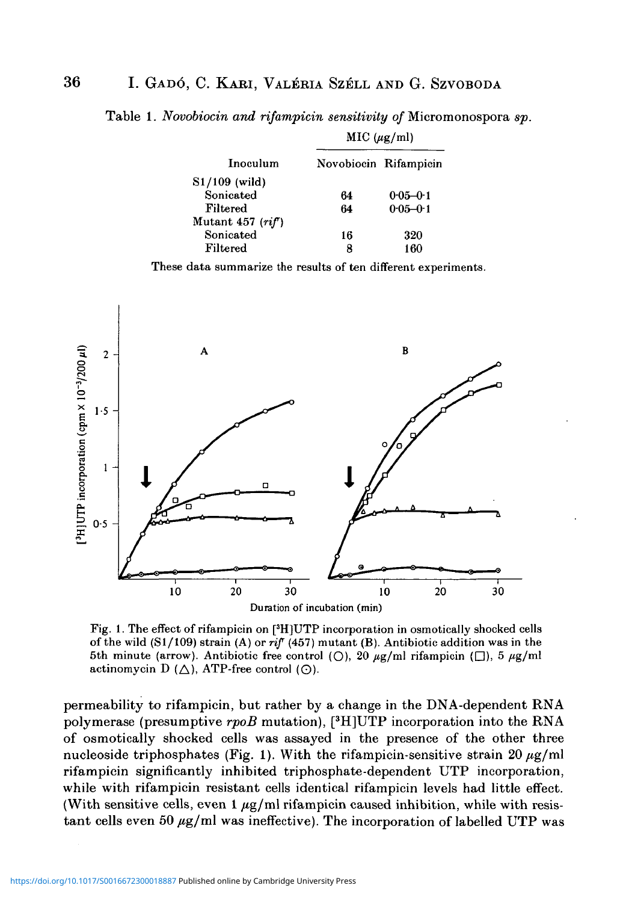Table 1. *Novobiocin and rifampicin sensitivity of* Micromonospora *sp.*

| Inoculum | MIC (μg/ml) | |
|---|---|---|
| | Novobiocin | Rifampicin |
| S1/109 (wild) | | |
| Sonicated | 64 | 0·05–0·1 |
| Filtered | 64 | 0·05–0·1 |
| Mutant 457 (*rif*$^r$) | | |
| Sonicated | 16 | 320 |
| Filtered | 8 | 160 |

These data summarize the results of ten different experiments.

Fig. 1. The effect of rifampicin on [$^3$H]UTP incorporation in osmotically shocked cells of the wild (S1/109) strain (A) or *rif*$^r$ (457) mutant (B). Antibiotic addition was in the 5th minute (arrow). Antibiotic free control (○), 20 μg/ml rifampicin (□), 5 μg/ml actinomycin D (△), ATP-free control (⊙).

permeability to rifampicin, but rather by a change in the DNA-dependent RNA polymerase (presumptive *rpoB* mutation), [$^3$H]UTP incorporation into the RNA of osmotically shocked cells was assayed in the presence of the other three nucleoside triphosphates (Fig. 1). With the rifampicin-sensitive strain 20 μg/ml rifampicin significantly inhibited triphosphate-dependent UTP incorporation, while with rifampicin resistant cells identical rifampicin levels had little effect. (With sensitive cells, even 1 μg/ml rifampicin caused inhibition, while with resistant cells even 50 μg/ml was ineffective). The incorporation of labelled UTP was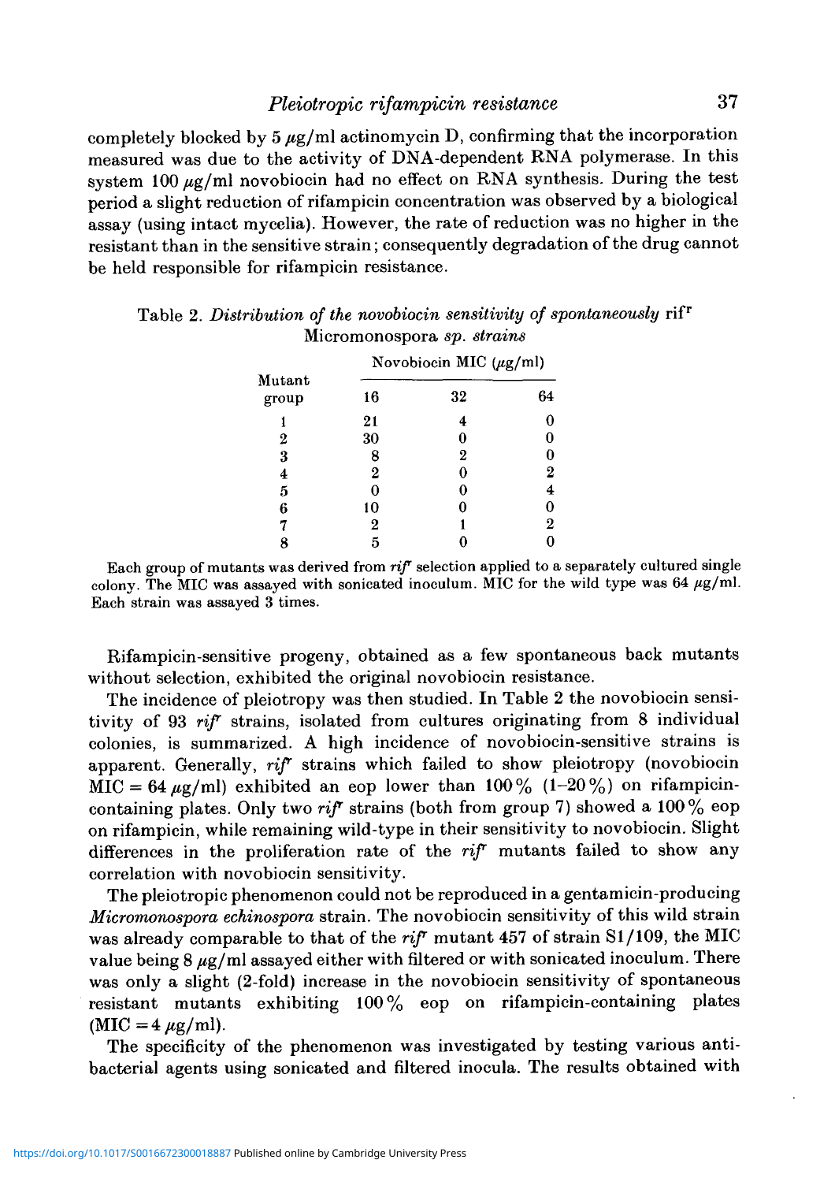completely blocked by 5 μg/ml actinomycin D, confirming that the incorporation measured was due to the activity of DNA-dependent RNA polymerase. In this system 100 μg/ml novobiocin had no effect on RNA synthesis. During the test period a slight reduction of rifampicin concentration was observed by a biological assay (using intact mycelia). However, the rate of reduction was no higher in the resistant than in the sensitive strain; consequently degradation of the drug cannot be held responsible for rifampicin resistance.

Table 2. *Distribution of the novobiocin sensitivity of spontaneously* rif$^r$ Micromonospora *sp. strains*

| Mutant group | Novobiocin MIC (μg/ml) | | |
|---|---|---|---|
| | 16 | 32 | 64 |
| 1 | 21 | 4 | 0 |
| 2 | 30 | 0 | 0 |
| 3 | 8 | 2 | 0 |
| 4 | 2 | 0 | 2 |
| 5 | 0 | 0 | 4 |
| 6 | 10 | 0 | 0 |
| 7 | 2 | 1 | 2 |
| 8 | 5 | 0 | 0 |

Each group of mutants was derived from *rif*$^r$ selection applied to a separately cultured single colony. The MIC was assayed with sonicated inoculum. MIC for the wild type was 64 μg/ml. Each strain was assayed 3 times.

Rifampicin-sensitive progeny, obtained as a few spontaneous back mutants without selection, exhibited the original novobiocin resistance.

The incidence of pleiotropy was then studied. In Table 2 the novobiocin sensitivity of 93 *rif*$^r$ strains, isolated from cultures originating from 8 individual colonies, is summarized. A high incidence of novobiocin-sensitive strains is apparent. Generally, *rif*$^r$ strains which failed to show pleiotropy (novobiocin MIC = 64 μg/ml) exhibited an eop lower than 100% (1–20%) on rifampicin-containing plates. Only two *rif*$^r$ strains (both from group 7) showed a 100% eop on rifampicin, while remaining wild-type in their sensitivity to novobiocin. Slight differences in the proliferation rate of the *rif*$^r$ mutants failed to show any correlation with novobiocin sensitivity.

The pleiotropic phenomenon could not be reproduced in a gentamicin-producing *Micromonospora echinospora* strain. The novobiocin sensitivity of this wild strain was already comparable to that of the *rif*$^r$ mutant 457 of strain S1/109, the MIC value being 8 μg/ml assayed either with filtered or with sonicated inoculum. There was only a slight (2-fold) increase in the novobiocin sensitivity of spontaneous resistant mutants exhibiting 100% eop on rifampicin-containing plates (MIC = 4 μg/ml).

The specificity of the phenomenon was investigated by testing various antibacterial agents using sonicated and filtered inocula. The results obtained with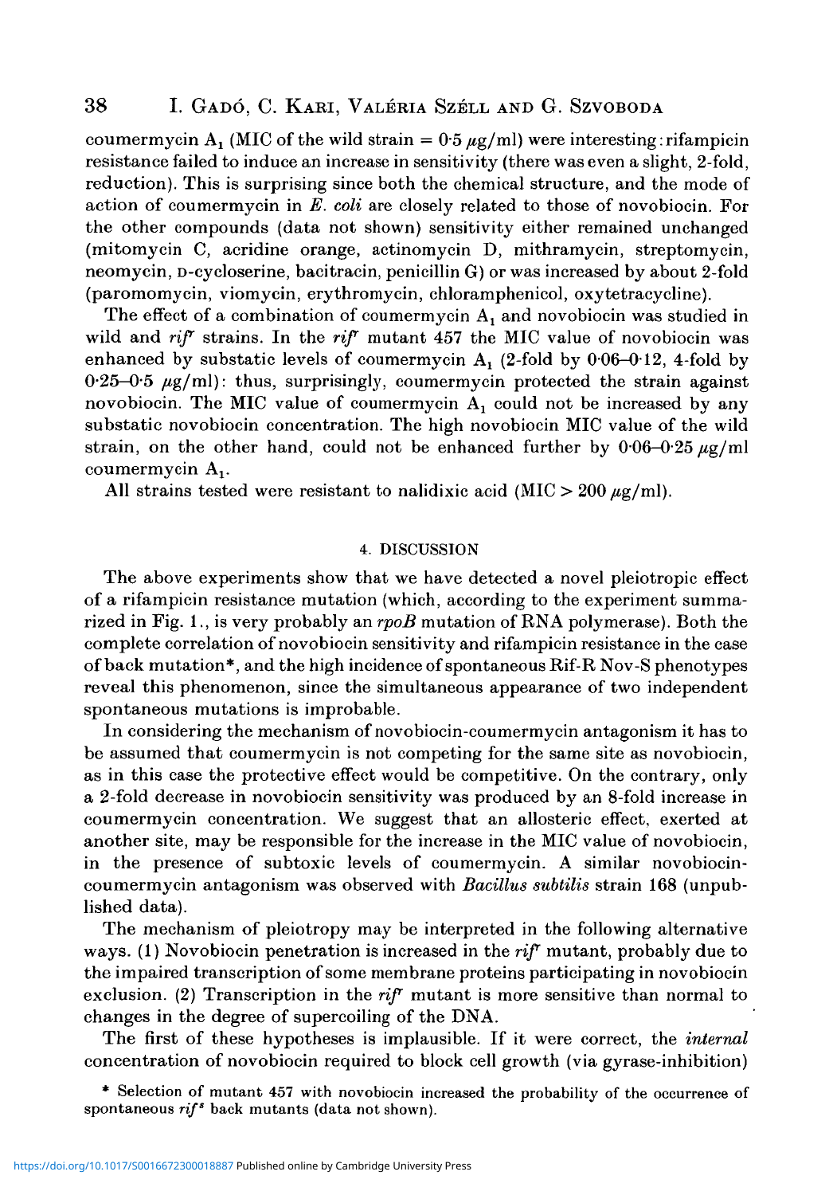coumermycin $A_1$ (MIC of the wild strain = 0·5 $\mu$g/ml) were interesting: rifampicin resistance failed to induce an increase in sensitivity (there was even a slight, 2-fold, reduction). This is surprising since both the chemical structure, and the mode of action of coumermycin in *E. coli* are closely related to those of novobiocin. For the other compounds (data not shown) sensitivity either remained unchanged (mitomycin C, acridine orange, actinomycin D, mithramycin, streptomycin, neomycin, D-cycloserine, bacitracin, penicillin G) or was increased by about 2-fold (paromomycin, viomycin, erythromycin, chloramphenicol, oxytetracycline).

The effect of a combination of coumermycin $A_1$ and novobiocin was studied in wild and *rif*$^r$ strains. In the *rif*$^r$ mutant 457 the MIC value of novobiocin was enhanced by substatic levels of coumermycin $A_1$ (2-fold by 0·06–0·12, 4-fold by 0·25–0·5 $\mu$g/ml): thus, surprisingly, coumermycin protected the strain against novobiocin. The MIC value of coumermycin $A_1$ could not be increased by any substatic novobiocin concentration. The high novobiocin MIC value of the wild strain, on the other hand, could not be enhanced further by 0·06–0·25 $\mu$g/ml coumermycin $A_1$.

All strains tested were resistant to nalidixic acid (MIC > 200 $\mu$g/ml).

## 4. DISCUSSION

The above experiments show that we have detected a novel pleiotropic effect of a rifampicin resistance mutation (which, according to the experiment summarized in Fig. 1., is very probably an *rpoB* mutation of RNA polymerase). Both the complete correlation of novobiocin sensitivity and rifampicin resistance in the case of back mutation*, and the high incidence of spontaneous Rif-R Nov-S phenotypes reveal this phenomenon, since the simultaneous appearance of two independent spontaneous mutations is improbable.

In considering the mechanism of novobiocin-coumermycin antagonism it has to be assumed that coumermycin is not competing for the same site as novobiocin, as in this case the protective effect would be competitive. On the contrary, only a 2-fold decrease in novobiocin sensitivity was produced by an 8-fold increase in coumermycin concentration. We suggest that an allosteric effect, exerted at another site, may be responsible for the increase in the MIC value of novobiocin, in the presence of subtoxic levels of coumermycin. A similar novobiocin-coumermycin antagonism was observed with *Bacillus subtilis* strain 168 (unpublished data).

The mechanism of pleiotropy may be interpreted in the following alternative ways. (1) Novobiocin penetration is increased in the *rif*$^r$ mutant, probably due to the impaired transcription of some membrane proteins participating in novobiocin exclusion. (2) Transcription in the *rif*$^r$ mutant is more sensitive than normal to changes in the degree of supercoiling of the DNA.

The first of these hypotheses is implausible. If it were correct, the *internal* concentration of novobiocin required to block cell growth (via gyrase-inhibition)

\* Selection of mutant 457 with novobiocin increased the probability of the occurrence of spontaneous *rif*$^s$ back mutants (data not shown).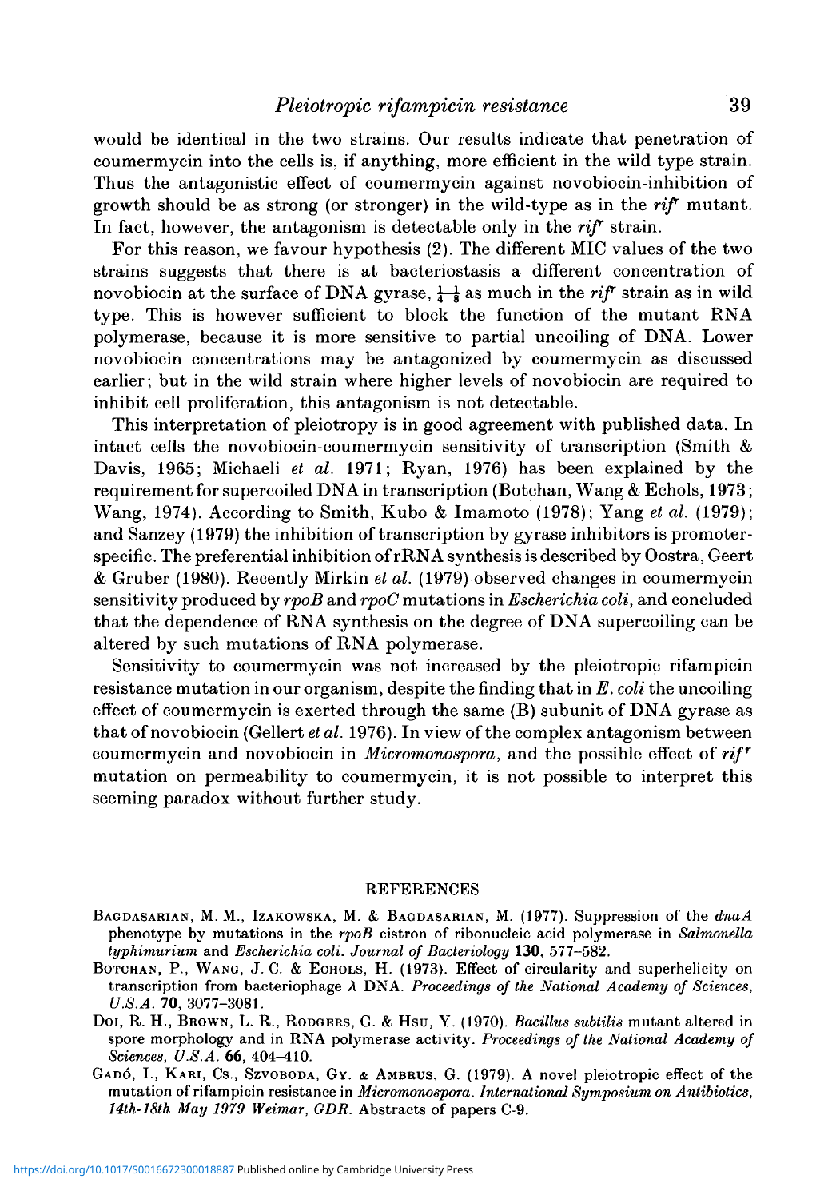would be identical in the two strains. Our results indicate that penetration of coumermycin into the cells is, if anything, more efficient in the wild type strain. Thus the antagonistic effect of coumermycin against novobiocin-inhibition of growth should be as strong (or stronger) in the wild-type as in the *rif*$^r$ mutant. In fact, however, the antagonism is detectable only in the *rif*$^r$ strain.

For this reason, we favour hypothesis (2). The different MIC values of the two strains suggests that there is at bacteriostasis a different concentration of novobiocin at the surface of DNA gyrase, $\frac{1}{4}$–$\frac{1}{8}$ as much in the *rif*$^r$ strain as in wild type. This is however sufficient to block the function of the mutant RNA polymerase, because it is more sensitive to partial uncoiling of DNA. Lower novobiocin concentrations may be antagonized by coumermycin as discussed earlier; but in the wild strain where higher levels of novobiocin are required to inhibit cell proliferation, this antagonism is not detectable.

This interpretation of pleiotropy is in good agreement with published data. In intact cells the novobiocin-coumermycin sensitivity of transcription (Smith & Davis, 1965; Michaeli *et al.* 1971; Ryan, 1976) has been explained by the requirement for supercoiled DNA in transcription (Botchan, Wang & Echols, 1973; Wang, 1974). According to Smith, Kubo & Imamoto (1978); Yang *et al.* (1979); and Sanzey (1979) the inhibition of transcription by gyrase inhibitors is promoter-specific. The preferential inhibition of rRNA synthesis is described by Oostra, Geert & Gruber (1980). Recently Mirkin *et al.* (1979) observed changes in coumermycin sensitivity produced by *rpoB* and *rpoC* mutations in *Escherichia coli*, and concluded that the dependence of RNA synthesis on the degree of DNA supercoiling can be altered by such mutations of RNA polymerase.

Sensitivity to coumermycin was not increased by the pleiotropic rifampicin resistance mutation in our organism, despite the finding that in *E. coli* the uncoiling effect of coumermycin is exerted through the same (B) subunit of DNA gyrase as that of novobiocin (Gellert *et al.* 1976). In view of the complex antagonism between coumermycin and novobiocin in *Micromonospora*, and the possible effect of *rif*$^r$ mutation on permeability to coumermycin, it is not possible to interpret this seeming paradox without further study.

## REFERENCES

Bagdasarian, M. M., Izakowska, M. & Bagdasarian, M. (1977). Suppression of the *dnaA* phenotype by mutations in the *rpoB* cistron of ribonucleic acid polymerase in *Salmonella typhimurium* and *Escherichia coli*. *Journal of Bacteriology* **130**, 577–582.

Botchan, P., Wang, J. C. & Echols, H. (1973). Effect of circularity and superhelicity on transcription from bacteriophage λ DNA. *Proceedings of the National Academy of Sciences, U.S.A.* **70**, 3077–3081.

Doi, R. H., Brown, L. R., Rodgers, G. & Hsu, Y. (1970). *Bacillus subtilis* mutant altered in spore morphology and in RNA polymerase activity. *Proceedings of the National Academy of Sciences, U.S.A.* **66**, 404–410.

Gadó, I., Kari, Cs., Szvoboda, Gy. & Ambrus, G. (1979). A novel pleiotropic effect of the mutation of rifampicin resistance in *Micromonospora*. *International Symposium on Antibiotics, 14th-18th May 1979 Weimar, GDR.* Abstracts of papers C-9.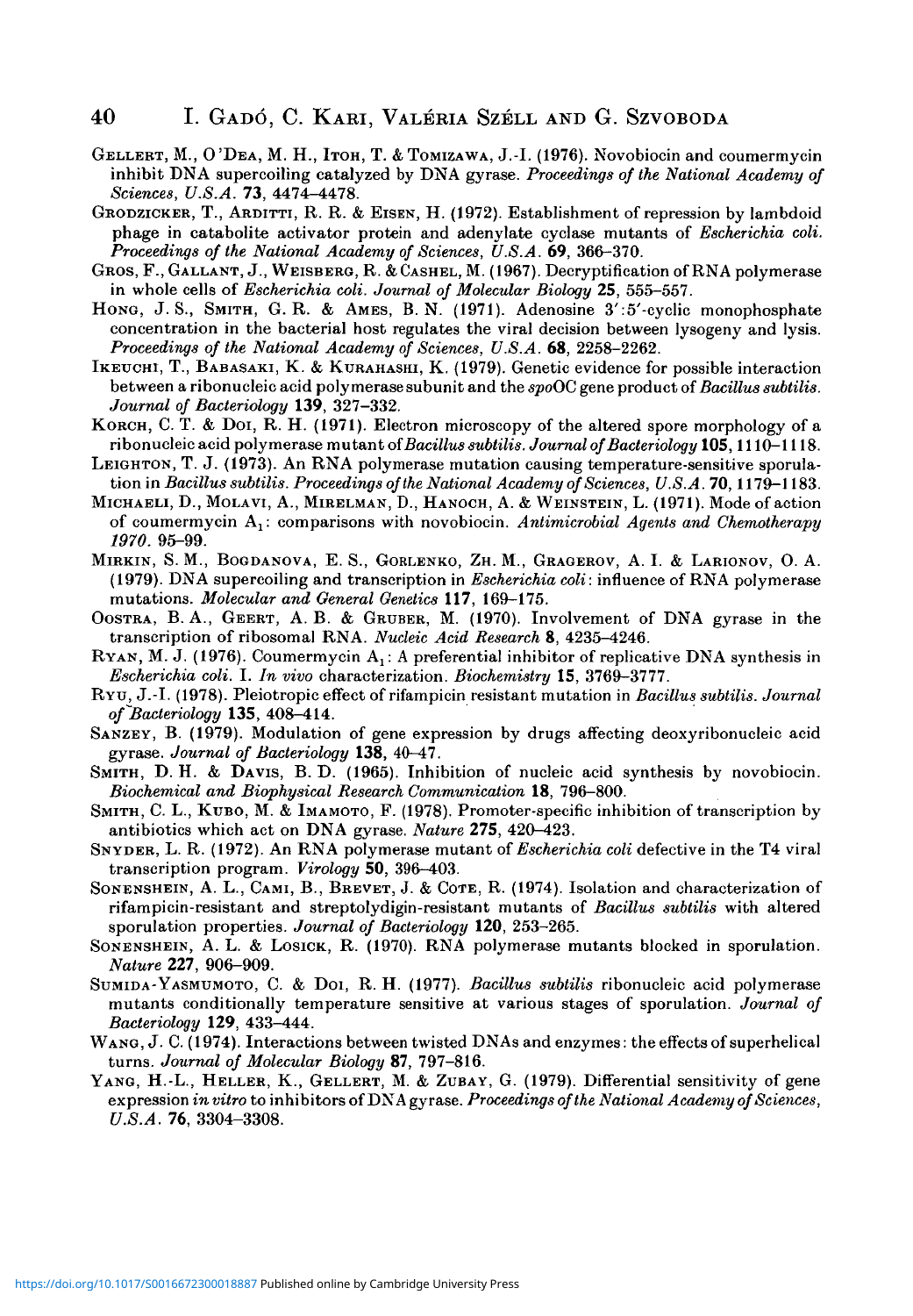GELLERT, M., O'DEA, M. H., ITOH, T. & TOMIZAWA, J.-I. (1976). Novobiocin and coumermycin inhibit DNA supercoiling catalyzed by DNA gyrase. *Proceedings of the National Academy of Sciences, U.S.A.* **73**, 4474–4478.

GRODZICKER, T., ARDITTI, R. R. & EISEN, H. (1972). Establishment of repression by lambdoid phage in catabolite activator protein and adenylate cyclase mutants of *Escherichia coli. Proceedings of the National Academy of Sciences, U.S.A.* **69**, 366–370.

GROS, F., GALLANT, J., WEISBERG, R. & CASHEL, M. (1967). Decryptification of RNA polymerase in whole cells of *Escherichia coli. Journal of Molecular Biology* **25**, 555–557.

HONG, J. S., SMITH, G. R. & AMES, B. N. (1971). Adenosine 3':5'-cyclic monophosphate concentration in the bacterial host regulates the viral decision between lysogeny and lysis. *Proceedings of the National Academy of Sciences, U.S.A.* **68**, 2258–2262.

IKEUCHI, T., BABASAKI, K. & KURAHASHI, K. (1979). Genetic evidence for possible interaction between a ribonucleic acid polymerase subunit and the *spo*OC gene product of *Bacillus subtilis. Journal of Bacteriology* **139**, 327–332.

KORCH, C. T. & DOI, R. H. (1971). Electron microscopy of the altered spore morphology of a ribonucleic acid polymerase mutant of *Bacillus subtilis. Journal of Bacteriology* **105**, 1110–1118.

LEIGHTON, T. J. (1973). An RNA polymerase mutation causing temperature-sensitive sporulation in *Bacillus subtilis. Proceedings of the National Academy of Sciences, U.S.A.* **70**, 1179–1183.

MICHAELI, D., MOLAVI, A., MIRELMAN, D., HANOCH, A. & WEINSTEIN, L. (1971). Mode of action of coumermycin $A_1$: comparisons with novobiocin. *Antimicrobial Agents and Chemotherapy 1970*. 95–99.

MIRKIN, S. M., BOGDANOVA, E. S., GORLENKO, ZH. M., GRAGEROV, A. I. & LARIONOV, O. A. (1979). DNA supercoiling and transcription in *Escherichia coli*: influence of RNA polymerase mutations. *Molecular and General Genetics* **117**, 169–175.

OOSTRA, B. A., GEERT, A. B. & GRUBER, M. (1970). Involvement of DNA gyrase in the transcription of ribosomal RNA. *Nucleic Acid Research* **8**, 4235–4246.

RYAN, M. J. (1976). Coumermycin $A_1$: A preferential inhibitor of replicative DNA synthesis in *Escherichia coli*. I. *In vivo* characterization. *Biochemistry* **15**, 3769–3777.

RYU, J.-I. (1978). Pleiotropic effect of rifampicin resistant mutation in *Bacillus subtilis. Journal of Bacteriology* **135**, 408–414.

SANZEY, B. (1979). Modulation of gene expression by drugs affecting deoxyribonucleic acid gyrase. *Journal of Bacteriology* **138**, 40–47.

SMITH, D. H. & DAVIS, B. D. (1965). Inhibition of nucleic acid synthesis by novobiocin. *Biochemical and Biophysical Research Communication* **18**, 796–800.

SMITH, C. L., KUBO, M. & IMAMOTO, F. (1978). Promoter-specific inhibition of transcription by antibiotics which act on DNA gyrase. *Nature* **275**, 420–423.

SNYDER, L. R. (1972). An RNA polymerase mutant of *Escherichia coli* defective in the T4 viral transcription program. *Virology* **50**, 396–403.

SONENSHEIN, A. L., CAMI, B., BREVET, J. & COTE, R. (1974). Isolation and characterization of rifampicin-resistant and streptolydigin-resistant mutants of *Bacillus subtilis* with altered sporulation properties. *Journal of Bacteriology* **120**, 253–265.

SONENSHEIN, A. L. & LOSICK, R. (1970). RNA polymerase mutants blocked in sporulation. *Nature* **227**, 906–909.

SUMIDA-YASMUMOTO, C. & DOI, R. H. (1977). *Bacillus subtilis* ribonucleic acid polymerase mutants conditionally temperature sensitive at various stages of sporulation. *Journal of Bacteriology* **129**, 433–444.

WANG, J. C. (1974). Interactions between twisted DNAs and enzymes: the effects of superhelical turns. *Journal of Molecular Biology* **87**, 797–816.

YANG, H.-L., HELLER, K., GELLERT, M. & ZUBAY, G. (1979). Differential sensitivity of gene expression *in vitro* to inhibitors of DNA gyrase. *Proceedings of the National Academy of Sciences, U.S.A.* **76**, 3304–3308.